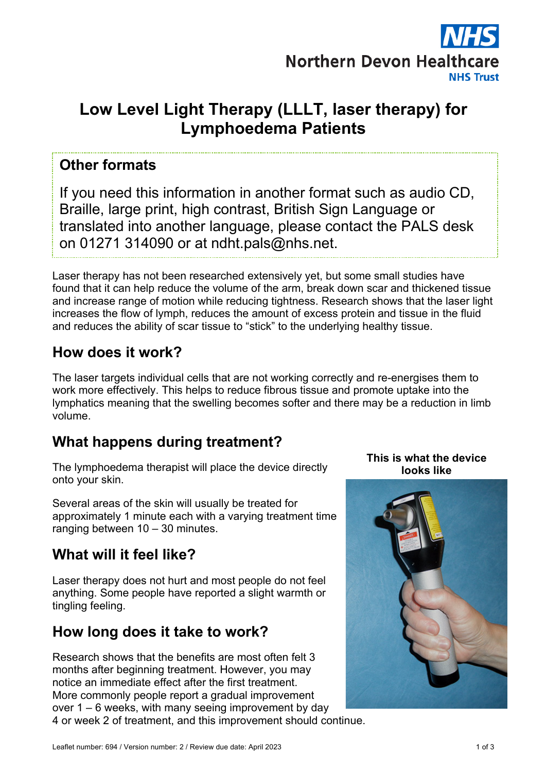Northern Devon Healthcare
NHS Trust

# Low Level Light Therapy (LLLT, laser therapy) for Lymphoedema Patients

## Other formats

If you need this information in another format such as audio CD, Braille, large print, high contrast, British Sign Language or translated into another language, please contact the PALS desk on 01271 314090 or at ndht.pals@nhs.net.

Laser therapy has not been researched extensively yet, but some small studies have found that it can help reduce the volume of the arm, break down scar and thickened tissue and increase range of motion while reducing tightness. Research shows that the laser light increases the flow of lymph, reduces the amount of excess protein and tissue in the fluid and reduces the ability of scar tissue to "stick" to the underlying healthy tissue.

## How does it work?

The laser targets individual cells that are not working correctly and re-energises them to work more effectively. This helps to reduce fibrous tissue and promote uptake into the lymphatics meaning that the swelling becomes softer and there may be a reduction in limb volume.

## What happens during treatment?

The lymphoedema therapist will place the device directly onto your skin.

Several areas of the skin will usually be treated for approximately 1 minute each with a varying treatment time ranging between 10 – 30 minutes.

**This is what the device looks like**

## What will it feel like?

Laser therapy does not hurt and most people do not feel anything. Some people have reported a slight warmth or tingling feeling.

## How long does it take to work?

Research shows that the benefits are most often felt 3 months after beginning treatment. However, you may notice an immediate effect after the first treatment. More commonly people report a gradual improvement over 1 – 6 weeks, with many seeing improvement by day 4 or week 2 of treatment, and this improvement should continue.

Leaflet number: 694 / Version number: 2 / Review due date: April 2023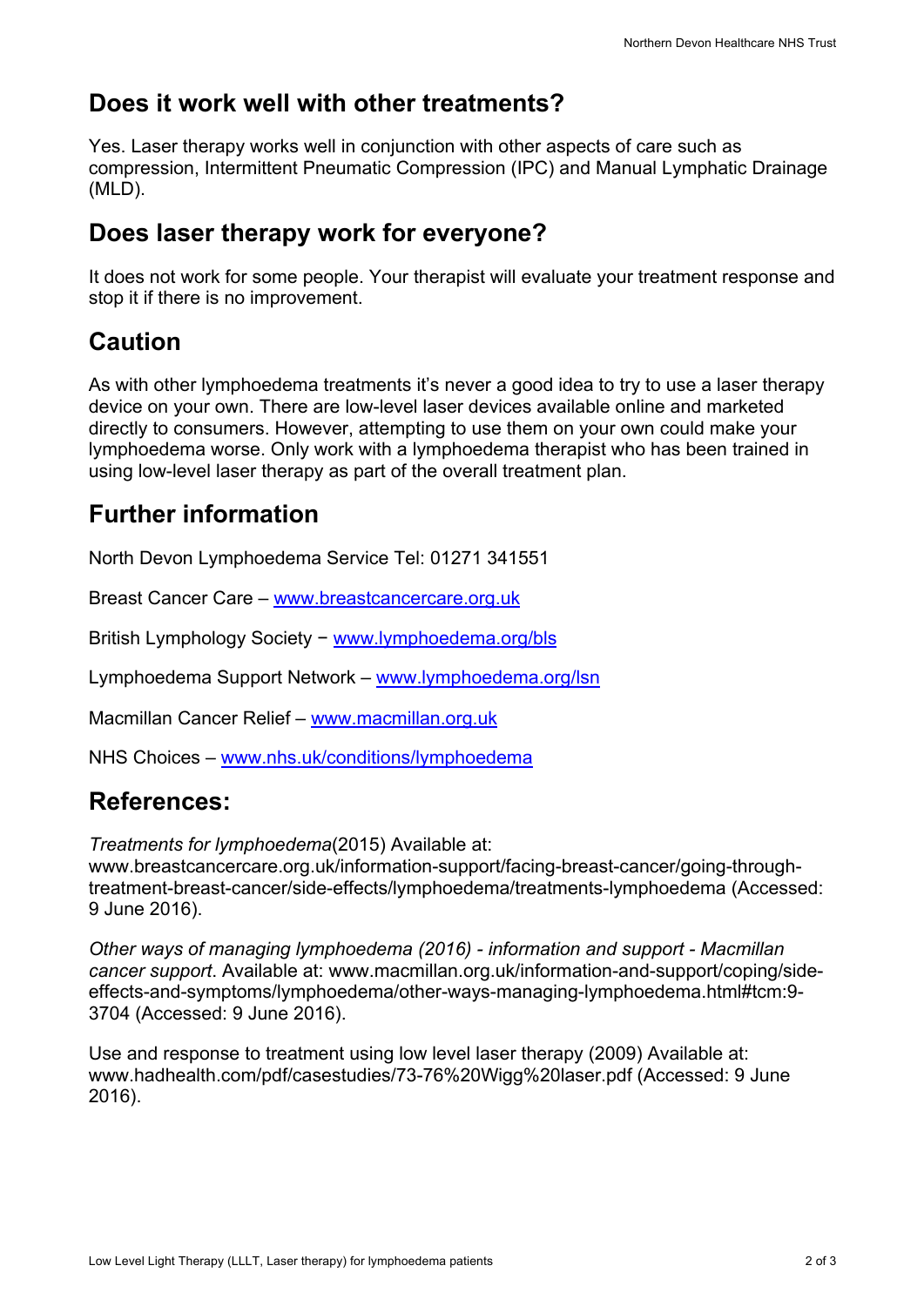## Does it work well with other treatments?

Yes. Laser therapy works well in conjunction with other aspects of care such as compression, Intermittent Pneumatic Compression (IPC) and Manual Lymphatic Drainage (MLD).

## Does laser therapy work for everyone?

It does not work for some people. Your therapist will evaluate your treatment response and stop it if there is no improvement.

## Caution

As with other lymphoedema treatments it's never a good idea to try to use a laser therapy device on your own. There are low-level laser devices available online and marketed directly to consumers. However, attempting to use them on your own could make your lymphoedema worse. Only work with a lymphoedema therapist who has been trained in using low-level laser therapy as part of the overall treatment plan.

## Further information

North Devon Lymphoedema Service Tel: 01271 341551

Breast Cancer Care – [www.breastcancercare.org.uk](http://www.breastcancercare.org.uk)

British Lymphology Society − [www.lymphoedema.org/bls](http://www.lymphoedema.org/bls)

Lymphoedema Support Network – [www.lymphoedema.org/lsn](http://www.lymphoedema.org/lsn)

Macmillan Cancer Relief – [www.macmillan.org.uk](http://www.macmillan.org.uk)

NHS Choices – [www.nhs.uk/conditions/lymphoedema](http://www.nhs.uk/conditions/lymphoedema)

## References:

*Treatments for lymphoedema*(2015) Available at: www.breastcancercare.org.uk/information-support/facing-breast-cancer/going-through-treatment-breast-cancer/side-effects/lymphoedema/treatments-lymphoedema (Accessed: 9 June 2016).

*Other ways of managing lymphoedema (2016) - information and support - Macmillan cancer support*. Available at: www.macmillan.org.uk/information-and-support/coping/side-effects-and-symptoms/lymphoedema/other-ways-managing-lymphoedema.html#tcm:9-3704 (Accessed: 9 June 2016).

Use and response to treatment using low level laser therapy (2009) Available at: www.hadhealth.com/pdf/casestudies/73-76%20Wigg%20laser.pdf (Accessed: 9 June 2016).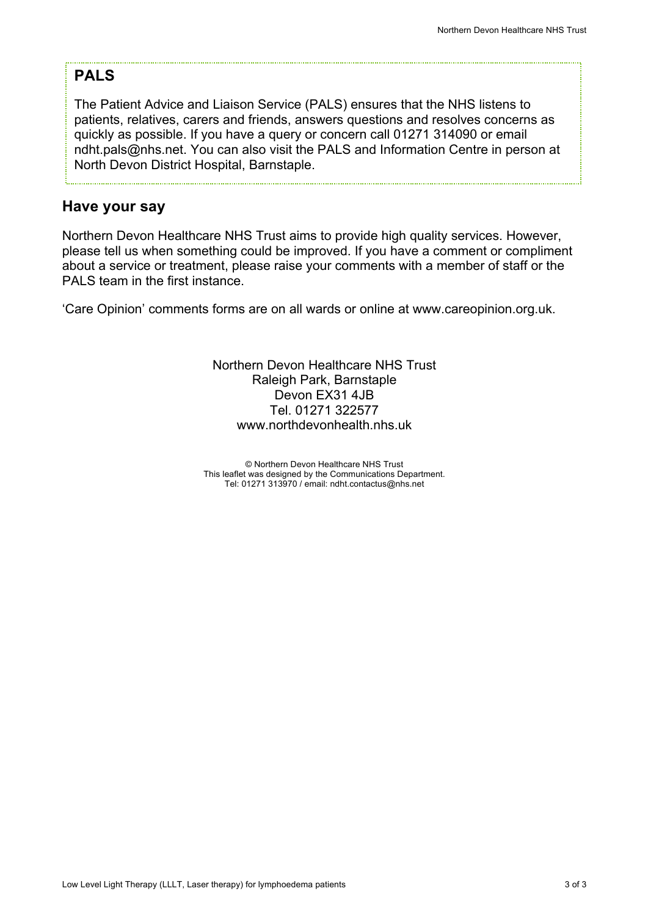## PALS

The Patient Advice and Liaison Service (PALS) ensures that the NHS listens to patients, relatives, carers and friends, answers questions and resolves concerns as quickly as possible. If you have a query or concern call 01271 314090 or email ndht.pals@nhs.net. You can also visit the PALS and Information Centre in person at North Devon District Hospital, Barnstaple.

## Have your say

Northern Devon Healthcare NHS Trust aims to provide high quality services. However, please tell us when something could be improved. If you have a comment or compliment about a service or treatment, please raise your comments with a member of staff or the PALS team in the first instance.

'Care Opinion' comments forms are on all wards or online at www.careopinion.org.uk.

Northern Devon Healthcare NHS Trust
Raleigh Park, Barnstaple
Devon EX31 4JB
Tel. 01271 322577
www.northdevonhealth.nhs.uk

© Northern Devon Healthcare NHS Trust
This leaflet was designed by the Communications Department.
Tel: 01271 313970 / email: ndht.contactus@nhs.net